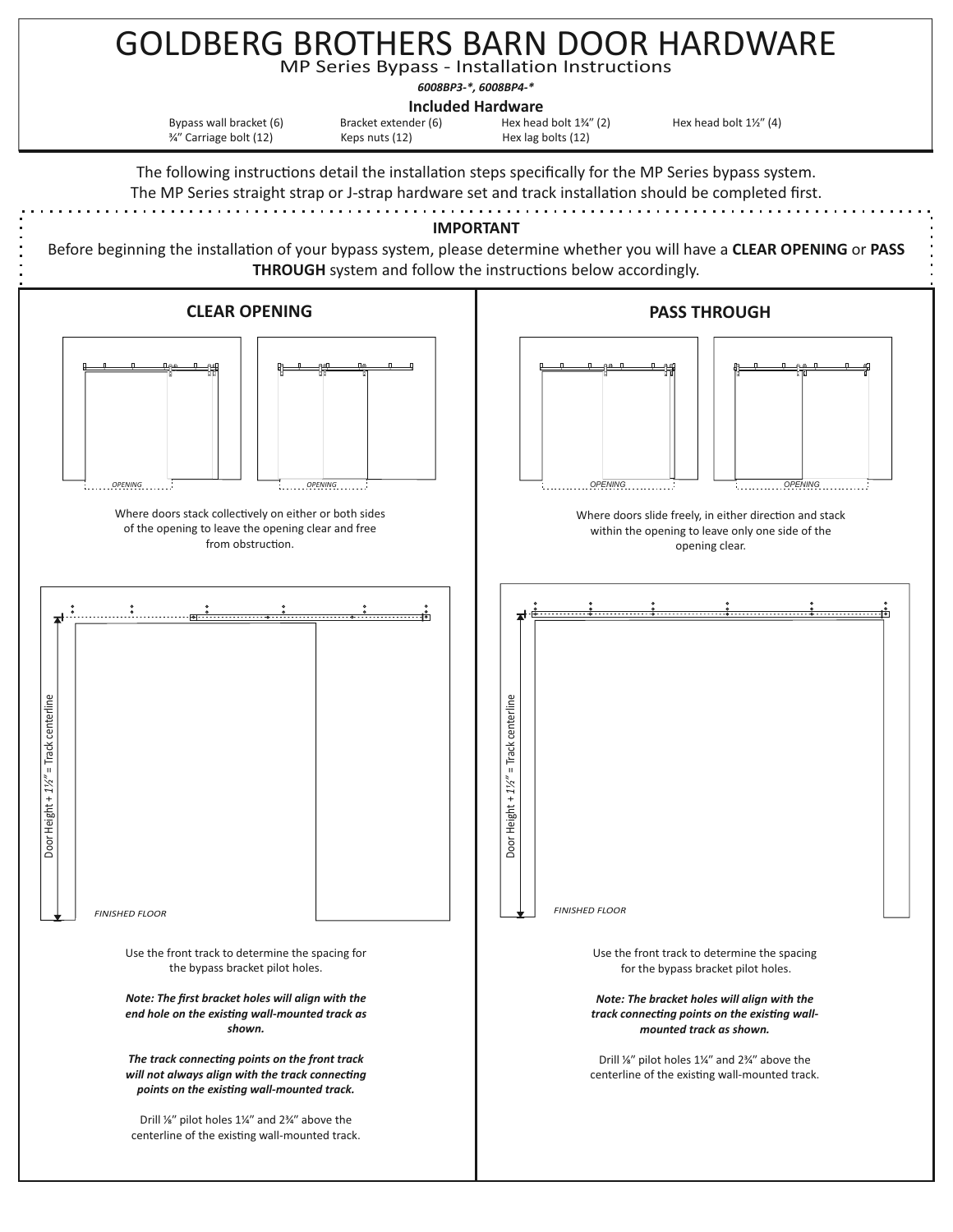# GOLDBERG BROTHERS BARN DOOR HARDWARE

## MP Series Bypass - Installation Instructions

*6008BP3-\*, 6008BP4-\**

**Included Hardware**

| | | | |
|---|---|---|---|
| Bypass wall bracket (6) | Bracket extender (6) | Hex head bolt 1¾" (2) | Hex head bolt 1½" (4) |
| ¾" Carriage bolt (12) | Keps nuts (12) | Hex lag bolts (12) | |

The following instructions detail the installation steps specifically for the MP Series bypass system. The MP Series straight strap or J-strap hardware set and track installation should be completed first.

**IMPORTANT**

Before beginning the installation of your bypass system, please determine whether you will have a **CLEAR OPENING** or **PASS THROUGH** system and follow the instructions below accordingly.

### CLEAR OPENING

OPENING

OPENING

Where doors stack collectively on either or both sides of the opening to leave the opening clear and free from obstruction.

Door Height + 1½" = Track centerline

FINISHED FLOOR

Use the front track to determine the spacing for the bypass bracket pilot holes.

***Note: The first bracket holes will align with the end hole on the existing wall-mounted track as shown.***

***The track connecting points on the front track will not always align with the track connecting points on the existing wall-mounted track.***

Drill ⅛" pilot holes 1¼" and 2¾" above the centerline of the existing wall-mounted track.

### PASS THROUGH

OPENING

OPENING

Where doors slide freely, in either direction and stack within the opening to leave only one side of the opening clear.

Door Height + 1½" = Track centerline

FINISHED FLOOR

Use the front track to determine the spacing for the bypass bracket pilot holes.

***Note: The bracket holes will align with the track connecting points on the existing wall-mounted track as shown.***

Drill ⅛" pilot holes 1¼" and 2¾" above the centerline of the existing wall-mounted track.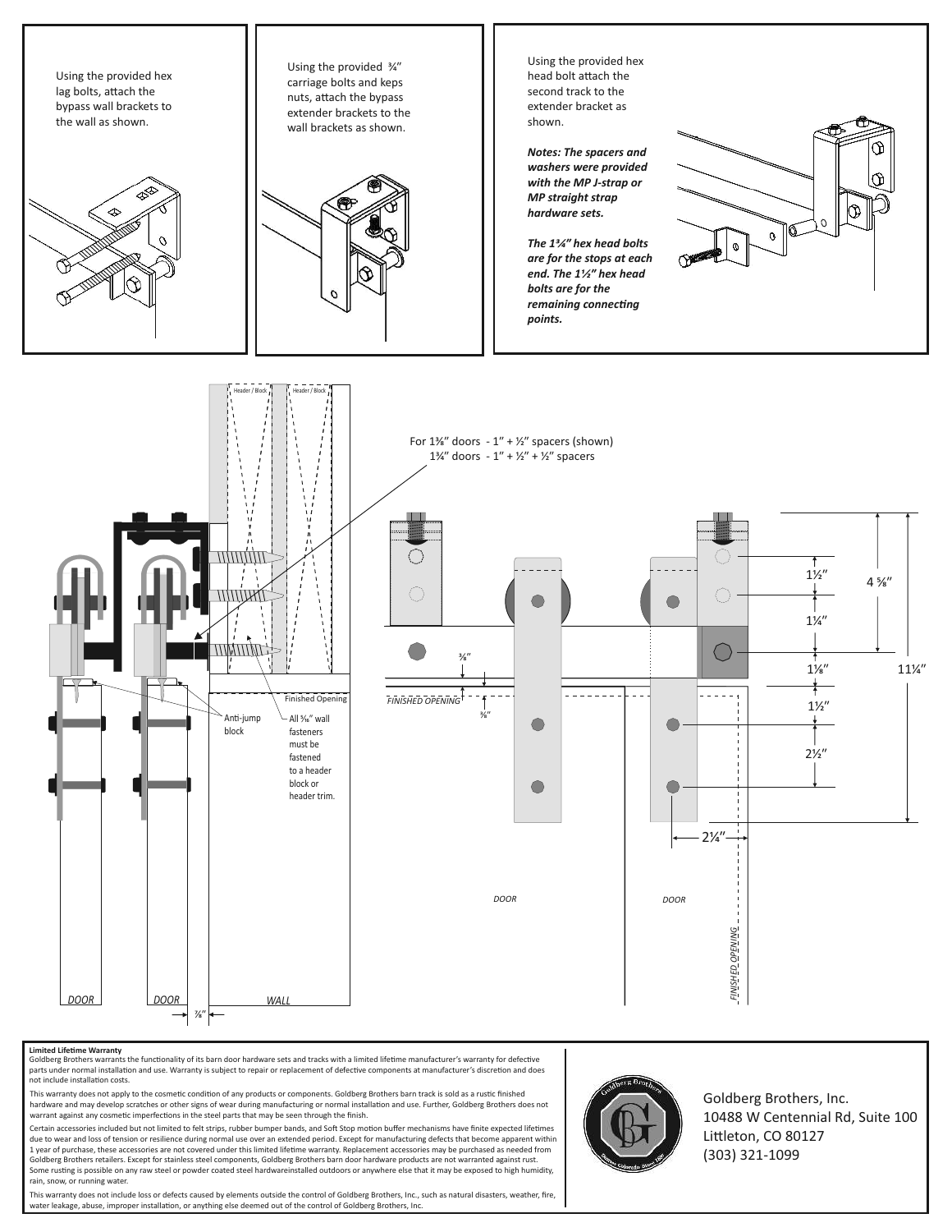Using the provided hex lag bolts, attach the bypass wall brackets to the wall as shown.

Using the provided ¾" carriage bolts and keps nuts, attach the bypass extender brackets to the wall brackets as shown.

Using the provided hex head bolt attach the second track to the extender bracket as shown.

***Notes: The spacers and washers were provided with the MP J-strap or MP straight strap hardware sets.***

***The 1¾" hex head bolts are for the stops at each end. The 1½" hex head bolts are for the remaining connecting points.***

Header / Block

Header / Block

For 1⅜" doors - 1" + ½" spacers (shown)
1¾" doors - 1" + ½" + ½" spacers

Finished Opening

Anti-jump block

All 5⁄16" wall fasteners must be fastened to a header block or header trim.

DOOR

DOOR

WALL

⅞"

1½"

4 ⅝"

1¼"

1⅛"

11¼"

⅜"

FINISHED OPENING

⅜"

1½"

2½"

2¼"

DOOR

DOOR

FINISHED OPENING

**Limited Lifetime Warranty**
Goldberg Brothers warrants the functionality of its barn door hardware sets and tracks with a limited lifetime manufacturer's warranty for defective parts under normal installation and use. Warranty is subject to repair or replacement of defective components at manufacturer's discretion and does not include installation costs.

This warranty does not apply to the cosmetic condition of any products or components. Goldberg Brothers barn track is sold as a rustic finished hardware and may develop scratches or other signs of wear during manufacturing or normal installation and use. Further, Goldberg Brothers does not warrant against any cosmetic imperfections in the steel parts that may be seen through the finish.

Certain accessories included but not limited to felt strips, rubber bumper bands, and Soft Stop motion buffer mechanisms have finite expected lifetimes due to wear and loss of tension or resilience during normal use over an extended period. Except for manufacturing defects that become apparent within 1 year of purchase, these accessories are not covered under this limited lifetime warranty. Replacement accessories may be purchased as needed from Goldberg Brothers retailers. Except for stainless steel components, Goldberg Brothers barn door hardware products are not warranted against rust. Some rusting is possible on any raw steel or powder coated steel hardwareinstalled outdoors or anywhere else that it may be exposed to high humidity, rain, snow, or running water.

This warranty does not include loss or defects caused by elements outside the control of Goldberg Brothers, Inc., such as natural disasters, weather, fire, water leakage, abuse, improper installation, or anything else deemed out of the control of Goldberg Brothers, Inc.

Goldberg Brothers, Inc.
10488 W Centennial Rd, Suite 100
Littleton, CO 80127
(303) 321-1099